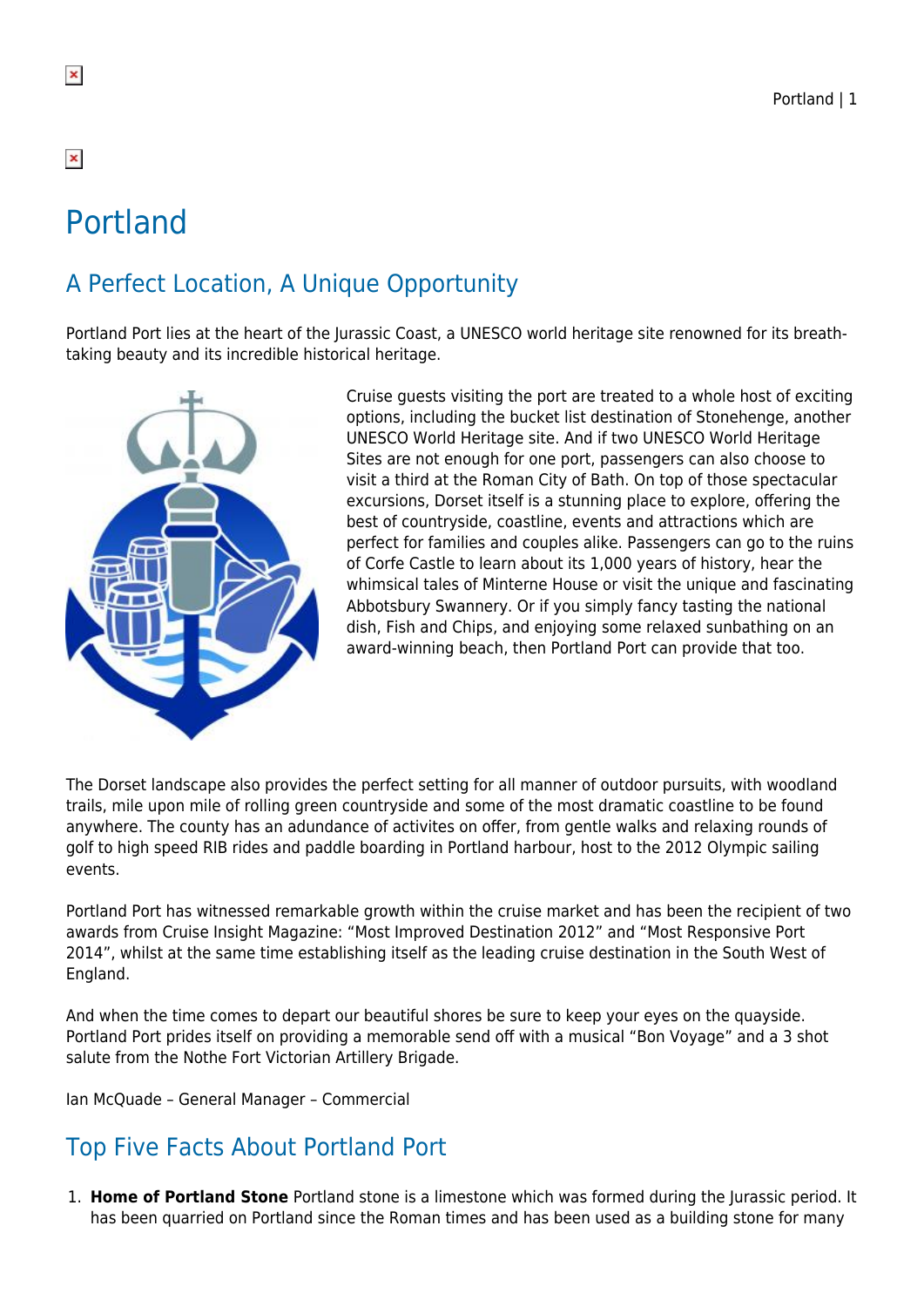# Portland

## A Perfect Location, A Unique Opportunity

Portland Port lies at the heart of the Jurassic Coast, a UNESCO world heritage site renowned for its breath-taking beauty and its incredible historical heritage.

Cruise guests visiting the port are treated to a whole host of exciting options, including the bucket list destination of Stonehenge, another UNESCO World Heritage site. And if two UNESCO World Heritage Sites are not enough for one port, passengers can also choose to visit a third at the Roman City of Bath. On top of those spectacular excursions, Dorset itself is a stunning place to explore, offering the best of countryside, coastline, events and attractions which are perfect for families and couples alike. Passengers can go to the ruins of Corfe Castle to learn about its 1,000 years of history, hear the whimsical tales of Minterne House or visit the unique and fascinating Abbotsbury Swannery. Or if you simply fancy tasting the national dish, Fish and Chips, and enjoying some relaxed sunbathing on an award-winning beach, then Portland Port can provide that too.

The Dorset landscape also provides the perfect setting for all manner of outdoor pursuits, with woodland trails, mile upon mile of rolling green countryside and some of the most dramatic coastline to be found anywhere. The county has an adundance of activites on offer, from gentle walks and relaxing rounds of golf to high speed RIB rides and paddle boarding in Portland harbour, host to the 2012 Olympic sailing events.

Portland Port has witnessed remarkable growth within the cruise market and has been the recipient of two awards from Cruise Insight Magazine: "Most Improved Destination 2012" and "Most Responsive Port 2014", whilst at the same time establishing itself as the leading cruise destination in the South West of England.

And when the time comes to depart our beautiful shores be sure to keep your eyes on the quayside. Portland Port prides itself on providing a memorable send off with a musical "Bon Voyage" and a 3 shot salute from the Nothe Fort Victorian Artillery Brigade.

Ian McQuade – General Manager – Commercial

## Top Five Facts About Portland Port

1. **Home of Portland Stone** Portland stone is a limestone which was formed during the Jurassic period. It has been quarried on Portland since the Roman times and has been used as a building stone for many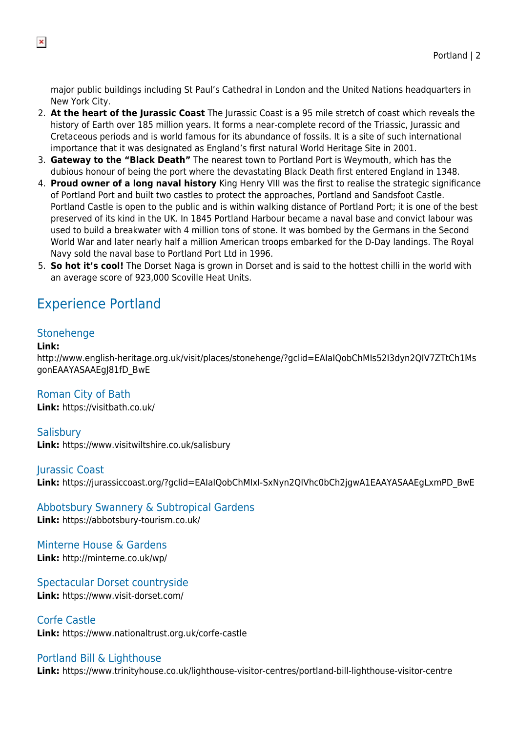major public buildings including St Paul's Cathedral in London and the United Nations headquarters in New York City.

2. **At the heart of the Jurassic Coast** The Jurassic Coast is a 95 mile stretch of coast which reveals the history of Earth over 185 million years. It forms a near-complete record of the Triassic, Jurassic and Cretaceous periods and is world famous for its abundance of fossils. It is a site of such international importance that it was designated as England's first natural World Heritage Site in 2001.
3. **Gateway to the "Black Death"** The nearest town to Portland Port is Weymouth, which has the dubious honour of being the port where the devastating Black Death first entered England in 1348.
4. **Proud owner of a long naval history** King Henry VIII was the first to realise the strategic significance of Portland Port and built two castles to protect the approaches, Portland and Sandsfoot Castle. Portland Castle is open to the public and is within walking distance of Portland Port; it is one of the best preserved of its kind in the UK. In 1845 Portland Harbour became a naval base and convict labour was used to build a breakwater with 4 million tons of stone. It was bombed by the Germans in the Second World War and later nearly half a million American troops embarked for the D-Day landings. The Royal Navy sold the naval base to Portland Port Ltd in 1996.
5. **So hot it's cool!** The Dorset Naga is grown in Dorset and is said to the hottest chilli in the world with an average score of 923,000 Scoville Heat Units.

## Experience Portland

### Stonehenge

**Link:** http://www.english-heritage.org.uk/visit/places/stonehenge/?gclid=EAIaIQobChMIs52I3dyn2QIV7ZTtCh1MsgonEAAYASAAEgJ81fD_BwE

### Roman City of Bath

**Link:** https://visitbath.co.uk/

### Salisbury

**Link:** https://www.visitwiltshire.co.uk/salisbury

### Jurassic Coast

**Link:** https://jurassiccoast.org/?gclid=EAIaIQobChMIxI-SxNyn2QIVhc0bCh2jgwA1EAAYASAAEgLxmPD_BwE

### Abbotsbury Swannery & Subtropical Gardens

**Link:** https://abbotsbury-tourism.co.uk/

### Minterne House & Gardens

**Link:** http://minterne.co.uk/wp/

### Spectacular Dorset countryside

**Link:** https://www.visit-dorset.com/

### Corfe Castle

**Link:** https://www.nationaltrust.org.uk/corfe-castle

### Portland Bill & Lighthouse

**Link:** https://www.trinityhouse.co.uk/lighthouse-visitor-centres/portland-bill-lighthouse-visitor-centre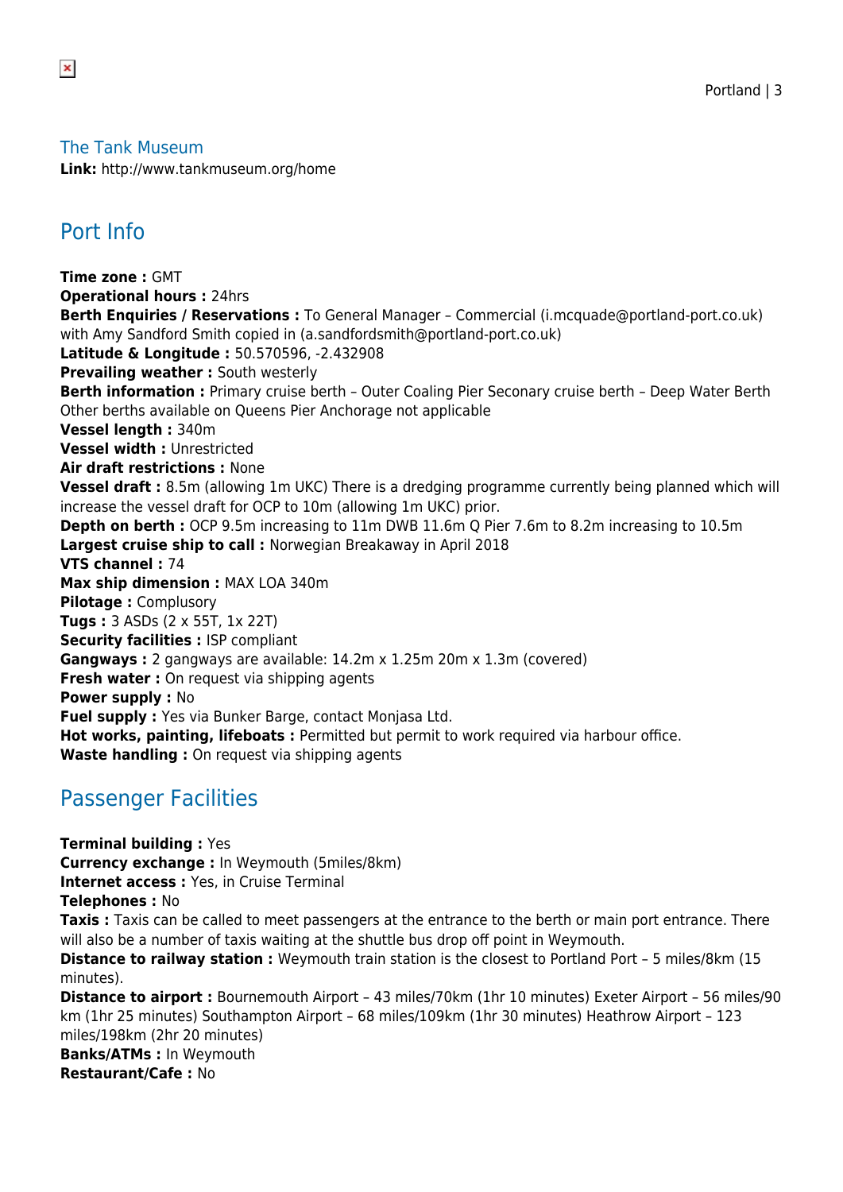The Tank Museum

**Link:** http://www.tankmuseum.org/home

## Port Info

**Time zone :** GMT
**Operational hours :** 24hrs
**Berth Enquiries / Reservations :** To General Manager – Commercial (i.mcquade@portland-port.co.uk) with Amy Sandford Smith copied in (a.sandfordsmith@portland-port.co.uk)
**Latitude & Longitude :** 50.570596, -2.432908
**Prevailing weather :** South westerly
**Berth information :** Primary cruise berth – Outer Coaling Pier Seconary cruise berth – Deep Water Berth Other berths available on Queens Pier Anchorage not applicable
**Vessel length :** 340m
**Vessel width :** Unrestricted
**Air draft restrictions :** None
**Vessel draft :** 8.5m (allowing 1m UKC) There is a dredging programme currently being planned which will increase the vessel draft for OCP to 10m (allowing 1m UKC) prior.
**Depth on berth :** OCP 9.5m increasing to 11m DWB 11.6m Q Pier 7.6m to 8.2m increasing to 10.5m
**Largest cruise ship to call :** Norwegian Breakaway in April 2018
**VTS channel :** 74
**Max ship dimension :** MAX LOA 340m
**Pilotage :** Complusory
**Tugs :** 3 ASDs (2 x 55T, 1x 22T)
**Security facilities :** ISP compliant
**Gangways :** 2 gangways are available: 14.2m x 1.25m 20m x 1.3m (covered)
**Fresh water :** On request via shipping agents
**Power supply :** No
**Fuel supply :** Yes via Bunker Barge, contact Monjasa Ltd.
**Hot works, painting, lifeboats :** Permitted but permit to work required via harbour office.
**Waste handling :** On request via shipping agents

## Passenger Facilities

**Terminal building :** Yes
**Currency exchange :** In Weymouth (5miles/8km)
**Internet access :** Yes, in Cruise Terminal
**Telephones :** No
**Taxis :** Taxis can be called to meet passengers at the entrance to the berth or main port entrance. There will also be a number of taxis waiting at the shuttle bus drop off point in Weymouth.
**Distance to railway station :** Weymouth train station is the closest to Portland Port – 5 miles/8km (15 minutes).
**Distance to airport :** Bournemouth Airport – 43 miles/70km (1hr 10 minutes) Exeter Airport – 56 miles/90 km (1hr 25 minutes) Southampton Airport – 68 miles/109km (1hr 30 minutes) Heathrow Airport – 123 miles/198km (2hr 20 minutes)
**Banks/ATMs :** In Weymouth
**Restaurant/Cafe :** No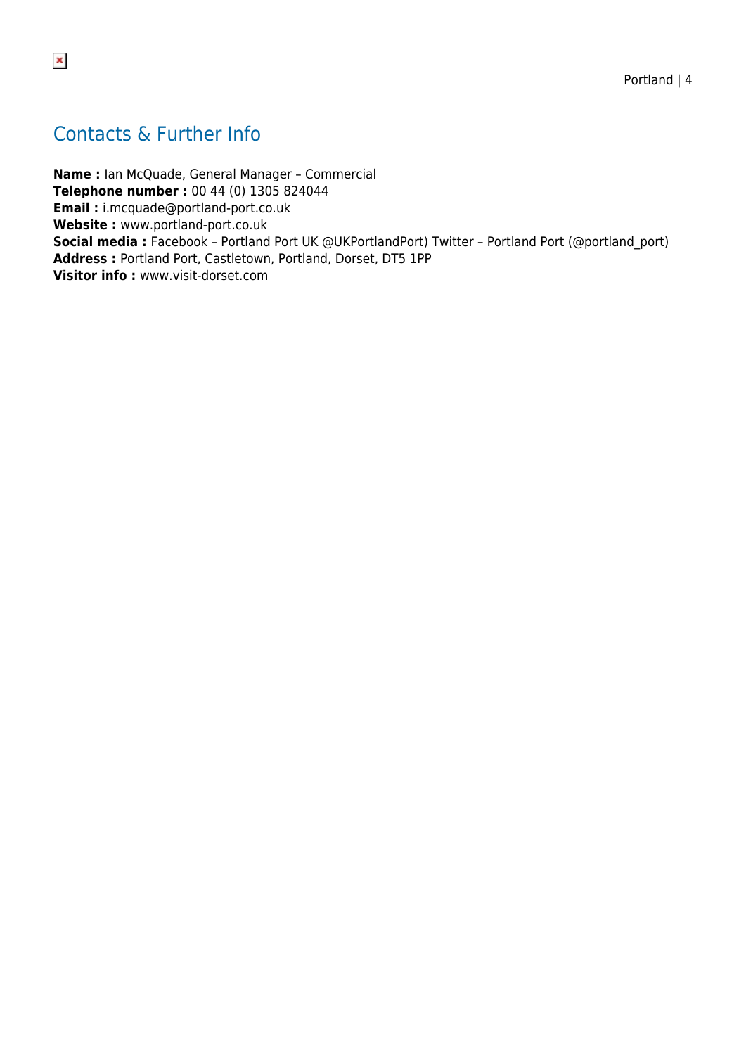## Contacts & Further Info

**Name :** Ian McQuade, General Manager – Commercial
**Telephone number :** 00 44 (0) 1305 824044
**Email :** i.mcquade@portland-port.co.uk
**Website :** www.portland-port.co.uk
**Social media :** Facebook – Portland Port UK @UKPortlandPort) Twitter – Portland Port (@portland_port)
**Address :** Portland Port, Castletown, Portland, Dorset, DT5 1PP
**Visitor info :** www.visit-dorset.com